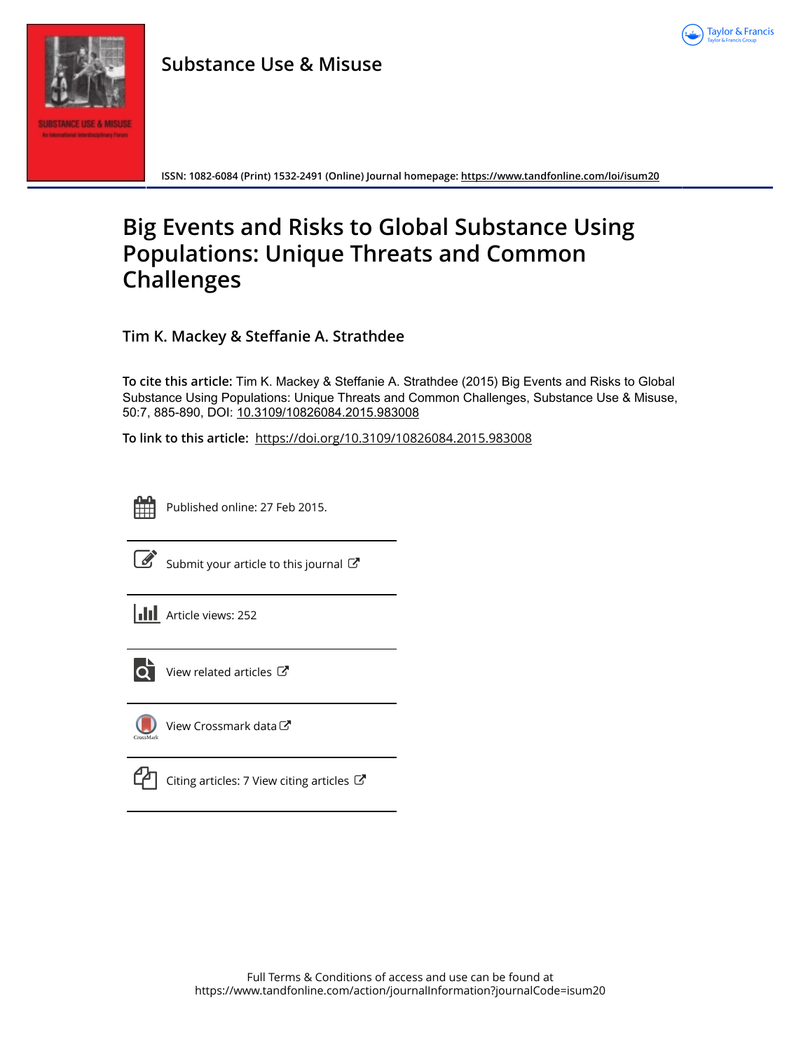# Substance Use & Misuse

ISSN: 1082-6084 (Print) 1532-2491 (Online) Journal homepage: https://www.tandfonline.com/loi/isum20

# Big Events and Risks to Global Substance Using Populations: Unique Threats and Common Challenges

## Tim K. Mackey & Steffanie A. Strathdee

**To cite this article:** Tim K. Mackey & Steffanie A. Strathdee (2015) Big Events and Risks to Global Substance Using Populations: Unique Threats and Common Challenges, Substance Use & Misuse, 50:7, 885-890, DOI: 10.3109/10826084.2015.983008

**To link to this article:** https://doi.org/10.3109/10826084.2015.983008

Published online: 27 Feb 2015.

Submit your article to this journal

Article views: 252

View related articles

View Crossmark data

Citing articles: 7 View citing articles

Full Terms & Conditions of access and use can be found at https://www.tandfonline.com/action/journalInformation?journalCode=isum20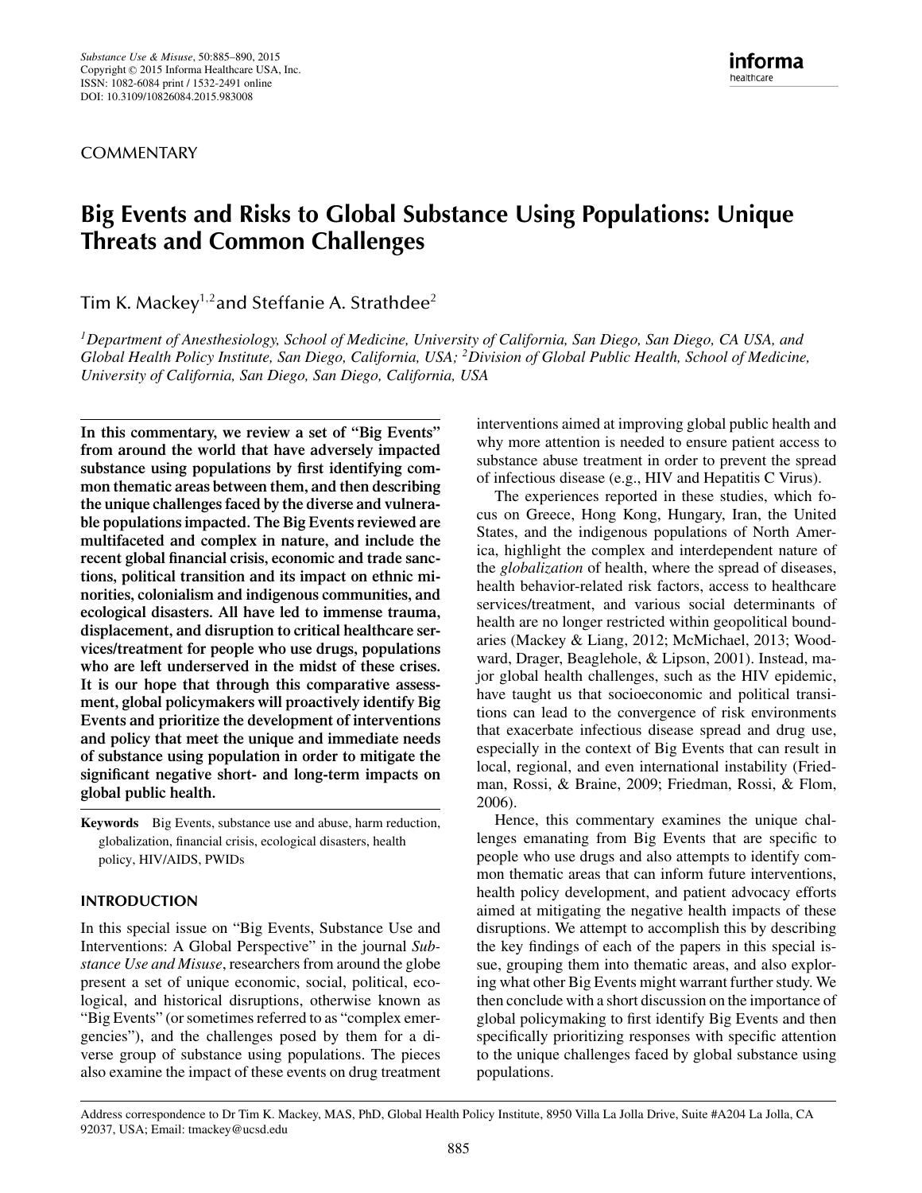COMMENTARY

# Big Events and Risks to Global Substance Using Populations: Unique Threats and Common Challenges

Tim K. Mackey[1,2] and Steffanie A. Strathdee[2]

*[1]Department of Anesthesiology, School of Medicine, University of California, San Diego, San Diego, CA USA, and Global Health Policy Institute, San Diego, California, USA; [2]Division of Global Public Health, School of Medicine, University of California, San Diego, San Diego, California, USA*

**In this commentary, we review a set of "Big Events" from around the world that have adversely impacted substance using populations by first identifying common thematic areas between them, and then describing the unique challenges faced by the diverse and vulnerable populations impacted. The Big Events reviewed are multifaceted and complex in nature, and include the recent global financial crisis, economic and trade sanctions, political transition and its impact on ethnic minorities, colonialism and indigenous communities, and ecological disasters. All have led to immense trauma, displacement, and disruption to critical healthcare services/treatment for people who use drugs, populations who are left underserved in the midst of these crises. It is our hope that through this comparative assessment, global policymakers will proactively identify Big Events and prioritize the development of interventions and policy that meet the unique and immediate needs of substance using population in order to mitigate the significant negative short- and long-term impacts on global public health.**

**Keywords** Big Events, substance use and abuse, harm reduction, globalization, financial crisis, ecological disasters, health policy, HIV/AIDS, PWIDs

## INTRODUCTION

In this special issue on "Big Events, Substance Use and Interventions: A Global Perspective" in the journal *Substance Use and Misuse*, researchers from around the globe present a set of unique economic, social, political, ecological, and historical disruptions, otherwise known as "Big Events" (or sometimes referred to as "complex emergencies"), and the challenges posed by them for a diverse group of substance using populations. The pieces also examine the impact of these events on drug treatment interventions aimed at improving global public health and why more attention is needed to ensure patient access to substance abuse treatment in order to prevent the spread of infectious disease (e.g., HIV and Hepatitis C Virus).

The experiences reported in these studies, which focus on Greece, Hong Kong, Hungary, Iran, the United States, and the indigenous populations of North America, highlight the complex and interdependent nature of the *globalization* of health, where the spread of diseases, health behavior-related risk factors, access to healthcare services/treatment, and various social determinants of health are no longer restricted within geopolitical boundaries (Mackey & Liang, 2012; McMichael, 2013; Woodward, Drager, Beaglehole, & Lipson, 2001). Instead, major global health challenges, such as the HIV epidemic, have taught us that socioeconomic and political transitions can lead to the convergence of risk environments that exacerbate infectious disease spread and drug use, especially in the context of Big Events that can result in local, regional, and even international instability (Friedman, Rossi, & Braine, 2009; Friedman, Rossi, & Flom, 2006).

Hence, this commentary examines the unique challenges emanating from Big Events that are specific to people who use drugs and also attempts to identify common thematic areas that can inform future interventions, health policy development, and patient advocacy efforts aimed at mitigating the negative health impacts of these disruptions. We attempt to accomplish this by describing the key findings of each of the papers in this special issue, grouping them into thematic areas, and also exploring what other Big Events might warrant further study. We then conclude with a short discussion on the importance of global policymaking to first identify Big Events and then specifically prioritizing responses with specific attention to the unique challenges faced by global substance using populations.

Address correspondence to Dr Tim K. Mackey, MAS, PhD, Global Health Policy Institute, 8950 Villa La Jolla Drive, Suite #A204 La Jolla, CA 92037, USA; Email: tmackey@ucsd.edu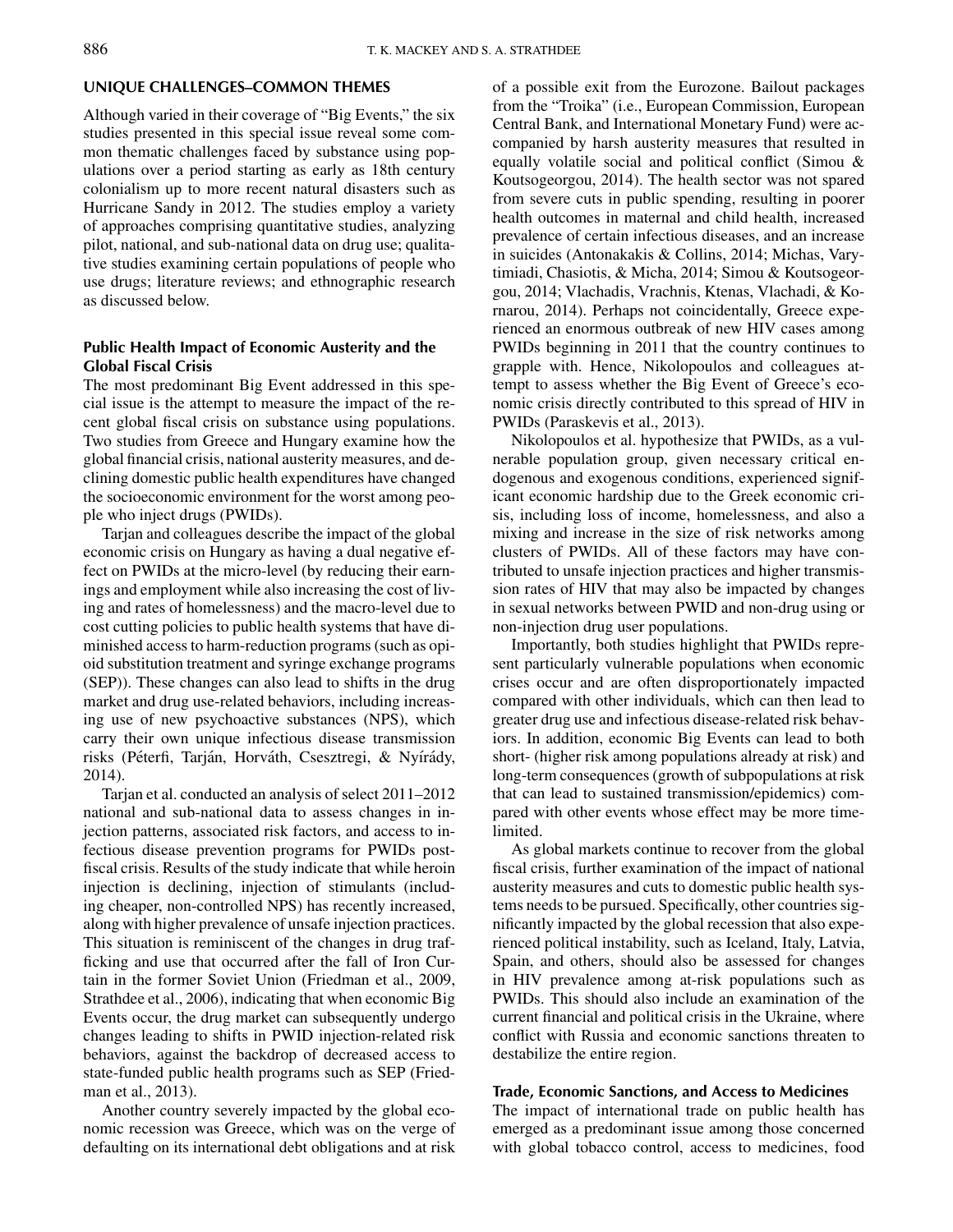## UNIQUE CHALLENGES–COMMON THEMES

Although varied in their coverage of "Big Events," the six studies presented in this special issue reveal some common thematic challenges faced by substance using populations over a period starting as early as 18th century colonialism up to more recent natural disasters such as Hurricane Sandy in 2012. The studies employ a variety of approaches comprising quantitative studies, analyzing pilot, national, and sub-national data on drug use; qualitative studies examining certain populations of people who use drugs; literature reviews; and ethnographic research as discussed below.

### Public Health Impact of Economic Austerity and the Global Fiscal Crisis

The most predominant Big Event addressed in this special issue is the attempt to measure the impact of the recent global fiscal crisis on substance using populations. Two studies from Greece and Hungary examine how the global financial crisis, national austerity measures, and declining domestic public health expenditures have changed the socioeconomic environment for the worst among people who inject drugs (PWIDs).

Tarjan and colleagues describe the impact of the global economic crisis on Hungary as having a dual negative effect on PWIDs at the micro-level (by reducing their earnings and employment while also increasing the cost of living and rates of homelessness) and the macro-level due to cost cutting policies to public health systems that have diminished access to harm-reduction programs (such as opioid substitution treatment and syringe exchange programs (SEP)). These changes can also lead to shifts in the drug market and drug use-related behaviors, including increasing use of new psychoactive substances (NPS), which carry their own unique infectious disease transmission risks (Péterfi, Tarján, Horváth, Csesztregi, & Nyírády, 2014).

Tarjan et al. conducted an analysis of select 2011–2012 national and sub-national data to assess changes in injection patterns, associated risk factors, and access to infectious disease prevention programs for PWIDs post-fiscal crisis. Results of the study indicate that while heroin injection is declining, injection of stimulants (including cheaper, non-controlled NPS) has recently increased, along with higher prevalence of unsafe injection practices. This situation is reminiscent of the changes in drug trafficking and use that occurred after the fall of Iron Curtain in the former Soviet Union (Friedman et al., 2009, Strathdee et al., 2006), indicating that when economic Big Events occur, the drug market can subsequently undergo changes leading to shifts in PWID injection-related risk behaviors, against the backdrop of decreased access to state-funded public health programs such as SEP (Friedman et al., 2013).

Another country severely impacted by the global economic recession was Greece, which was on the verge of defaulting on its international debt obligations and at risk of a possible exit from the Eurozone. Bailout packages from the "Troika" (i.e., European Commission, European Central Bank, and International Monetary Fund) were accompanied by harsh austerity measures that resulted in equally volatile social and political conflict (Simou & Koutsogeorgou, 2014). The health sector was not spared from severe cuts in public spending, resulting in poorer health outcomes in maternal and child health, increased prevalence of certain infectious diseases, and an increase in suicides (Antonakakis & Collins, 2014; Michas, Varytimiadi, Chasiotis, & Micha, 2014; Simou & Koutsogeorgou, 2014; Vlachadis, Vrachnis, Ktenas, Vlachadi, & Kornarou, 2014). Perhaps not coincidentally, Greece experienced an enormous outbreak of new HIV cases among PWIDs beginning in 2011 that the country continues to grapple with. Hence, Nikolopoulos and colleagues attempt to assess whether the Big Event of Greece's economic crisis directly contributed to this spread of HIV in PWIDs (Paraskevis et al., 2013).

Nikolopoulos et al. hypothesize that PWIDs, as a vulnerable population group, given necessary critical endogenous and exogenous conditions, experienced significant economic hardship due to the Greek economic crisis, including loss of income, homelessness, and also a mixing and increase in the size of risk networks among clusters of PWIDs. All of these factors may have contributed to unsafe injection practices and higher transmission rates of HIV that may also be impacted by changes in sexual networks between PWID and non-drug using or non-injection drug user populations.

Importantly, both studies highlight that PWIDs represent particularly vulnerable populations when economic crises occur and are often disproportionately impacted compared with other individuals, which can then lead to greater drug use and infectious disease-related risk behaviors. In addition, economic Big Events can lead to both short- (higher risk among populations already at risk) and long-term consequences (growth of subpopulations at risk that can lead to sustained transmission/epidemics) compared with other events whose effect may be more time-limited.

As global markets continue to recover from the global fiscal crisis, further examination of the impact of national austerity measures and cuts to domestic public health systems needs to be pursued. Specifically, other countries significantly impacted by the global recession that also experienced political instability, such as Iceland, Italy, Latvia, Spain, and others, should also be assessed for changes in HIV prevalence among at-risk populations such as PWIDs. This should also include an examination of the current financial and political crisis in the Ukraine, where conflict with Russia and economic sanctions threaten to destabilize the entire region.

### Trade, Economic Sanctions, and Access to Medicines

The impact of international trade on public health has emerged as a predominant issue among those concerned with global tobacco control, access to medicines, food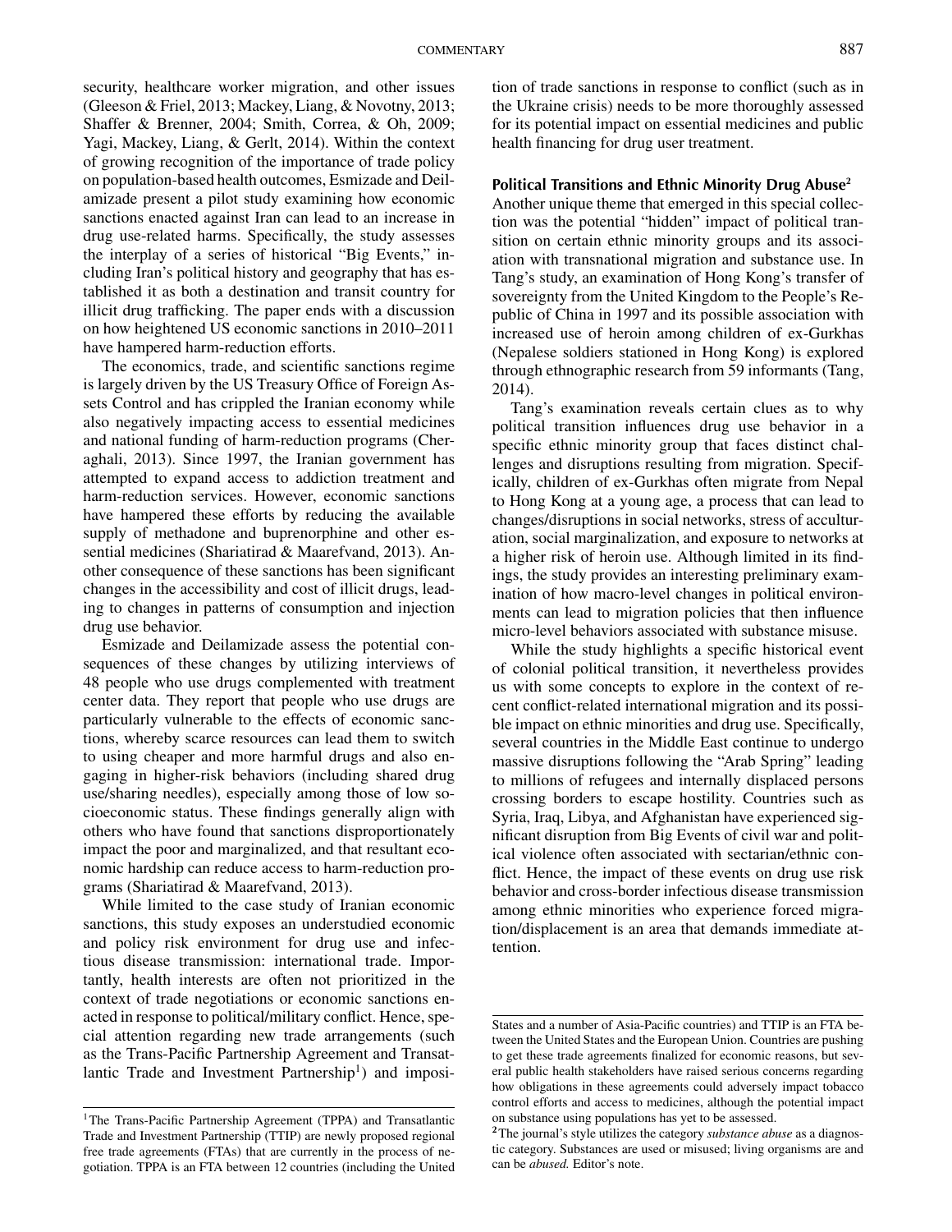security, healthcare worker migration, and other issues (Gleeson & Friel, 2013; Mackey, Liang, & Novotny, 2013; Shaffer & Brenner, 2004; Smith, Correa, & Oh, 2009; Yagi, Mackey, Liang, & Gerlt, 2014). Within the context of growing recognition of the importance of trade policy on population-based health outcomes, Esmizade and Deilamizade present a pilot study examining how economic sanctions enacted against Iran can lead to an increase in drug use-related harms. Specifically, the study assesses the interplay of a series of historical "Big Events," including Iran's political history and geography that has established it as both a destination and transit country for illicit drug trafficking. The paper ends with a discussion on how heightened US economic sanctions in 2010–2011 have hampered harm-reduction efforts.

The economics, trade, and scientific sanctions regime is largely driven by the US Treasury Office of Foreign Assets Control and has crippled the Iranian economy while also negatively impacting access to essential medicines and national funding of harm-reduction programs (Cheraghali, 2013). Since 1997, the Iranian government has attempted to expand access to addiction treatment and harm-reduction services. However, economic sanctions have hampered these efforts by reducing the available supply of methadone and buprenorphine and other essential medicines (Shariatirad & Maarefvand, 2013). Another consequence of these sanctions has been significant changes in the accessibility and cost of illicit drugs, leading to changes in patterns of consumption and injection drug use behavior.

Esmizade and Deilamizade assess the potential consequences of these changes by utilizing interviews of 48 people who use drugs complemented with treatment center data. They report that people who use drugs are particularly vulnerable to the effects of economic sanctions, whereby scarce resources can lead them to switch to using cheaper and more harmful drugs and also engaging in higher-risk behaviors (including shared drug use/sharing needles), especially among those of low socioeconomic status. These findings generally align with others who have found that sanctions disproportionately impact the poor and marginalized, and that resultant economic hardship can reduce access to harm-reduction programs (Shariatirad & Maarefvand, 2013).

While limited to the case study of Iranian economic sanctions, this study exposes an understudied economic and policy risk environment for drug use and infectious disease transmission: international trade. Importantly, health interests are often not prioritized in the context of trade negotiations or economic sanctions enacted in response to political/military conflict. Hence, special attention regarding new trade arrangements (such as the Trans-Pacific Partnership Agreement and Transatlantic Trade and Investment Partnership[1]) and imposition of trade sanctions in response to conflict (such as in the Ukraine crisis) needs to be more thoroughly assessed for its potential impact on essential medicines and public health financing for drug user treatment.

### Political Transitions and Ethnic Minority Drug Abuse[2]

Another unique theme that emerged in this special collection was the potential "hidden" impact of political transition on certain ethnic minority groups and its association with transnational migration and substance use. In Tang's study, an examination of Hong Kong's transfer of sovereignty from the United Kingdom to the People's Republic of China in 1997 and its possible association with increased use of heroin among children of ex-Gurkhas (Nepalese soldiers stationed in Hong Kong) is explored through ethnographic research from 59 informants (Tang, 2014).

Tang's examination reveals certain clues as to why political transition influences drug use behavior in a specific ethnic minority group that faces distinct challenges and disruptions resulting from migration. Specifically, children of ex-Gurkhas often migrate from Nepal to Hong Kong at a young age, a process that can lead to changes/disruptions in social networks, stress of acculturation, social marginalization, and exposure to networks at a higher risk of heroin use. Although limited in its findings, the study provides an interesting preliminary examination of how macro-level changes in political environments can lead to migration policies that then influence micro-level behaviors associated with substance misuse.

While the study highlights a specific historical event of colonial political transition, it nevertheless provides us with some concepts to explore in the context of recent conflict-related international migration and its possible impact on ethnic minorities and drug use. Specifically, several countries in the Middle East continue to undergo massive disruptions following the "Arab Spring" leading to millions of refugees and internally displaced persons crossing borders to escape hostility. Countries such as Syria, Iraq, Libya, and Afghanistan have experienced significant disruption from Big Events of civil war and political violence often associated with sectarian/ethnic conflict. Hence, the impact of these events on drug use risk behavior and cross-border infectious disease transmission among ethnic minorities who experience forced migration/displacement is an area that demands immediate attention.

---

[1]The Trans-Pacific Partnership Agreement (TPPA) and Transatlantic Trade and Investment Partnership (TTIP) are newly proposed regional free trade agreements (FTAs) that are currently in the process of negotiation. TPPA is an FTA between 12 countries (including the United States and a number of Asia-Pacific countries) and TTIP is an FTA between the United States and the European Union. Countries are pushing to get these trade agreements finalized for economic reasons, but several public health stakeholders have raised serious concerns regarding how obligations in these agreements could adversely impact tobacco control efforts and access to medicines, although the potential impact on substance using populations has yet to be assessed.

[2]The journal's style utilizes the category *substance abuse* as a diagnostic category. Substances are used or misused; living organisms are and can be *abused.* Editor's note.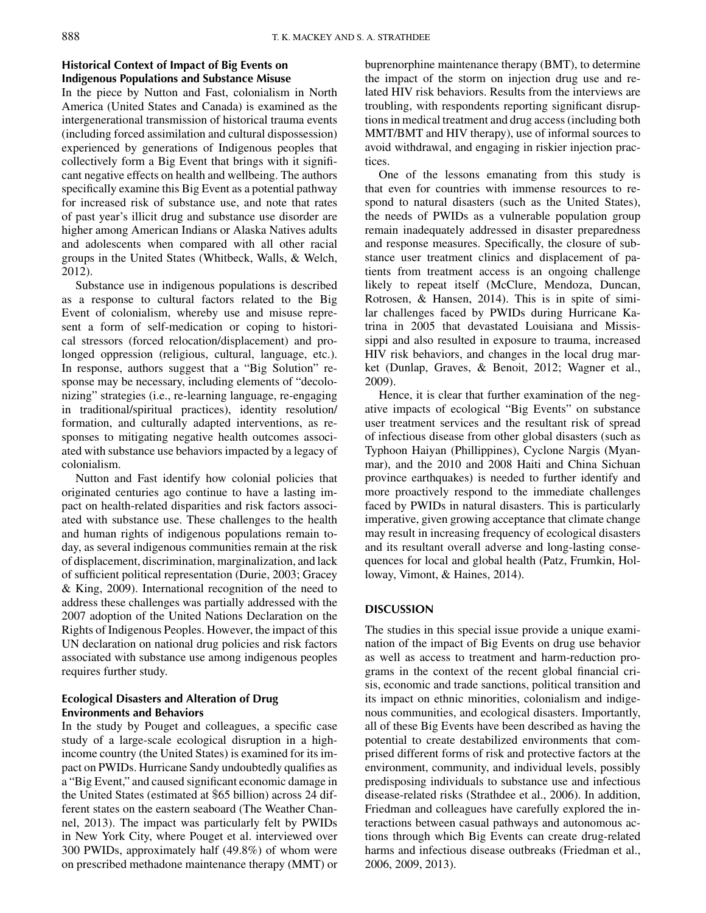### Historical Context of Impact of Big Events on Indigenous Populations and Substance Misuse

In the piece by Nutton and Fast, colonialism in North America (United States and Canada) is examined as the intergenerational transmission of historical trauma events (including forced assimilation and cultural dispossession) experienced by generations of Indigenous peoples that collectively form a Big Event that brings with it significant negative effects on health and wellbeing. The authors specifically examine this Big Event as a potential pathway for increased risk of substance use, and note that rates of past year's illicit drug and substance use disorder are higher among American Indians or Alaska Natives adults and adolescents when compared with all other racial groups in the United States (Whitbeck, Walls, & Welch, 2012).

Substance use in indigenous populations is described as a response to cultural factors related to the Big Event of colonialism, whereby use and misuse represent a form of self-medication or coping to historical stressors (forced relocation/displacement) and prolonged oppression (religious, cultural, language, etc.). In response, authors suggest that a "Big Solution" response may be necessary, including elements of "decolonizing" strategies (i.e., re-learning language, re-engaging in traditional/spiritual practices), identity resolution/formation, and culturally adapted interventions, as responses to mitigating negative health outcomes associated with substance use behaviors impacted by a legacy of colonialism.

Nutton and Fast identify how colonial policies that originated centuries ago continue to have a lasting impact on health-related disparities and risk factors associated with substance use. These challenges to the health and human rights of indigenous populations remain today, as several indigenous communities remain at the risk of displacement, discrimination, marginalization, and lack of sufficient political representation (Durie, 2003; Gracey & King, 2009). International recognition of the need to address these challenges was partially addressed with the 2007 adoption of the United Nations Declaration on the Rights of Indigenous Peoples. However, the impact of this UN declaration on national drug policies and risk factors associated with substance use among indigenous peoples requires further study.

### Ecological Disasters and Alteration of Drug Environments and Behaviors

In the study by Pouget and colleagues, a specific case study of a large-scale ecological disruption in a high-income country (the United States) is examined for its impact on PWIDs. Hurricane Sandy undoubtedly qualifies as a "Big Event," and caused significant economic damage in the United States (estimated at $65 billion) across 24 different states on the eastern seaboard (The Weather Channel, 2013). The impact was particularly felt by PWIDs in New York City, where Pouget et al. interviewed over 300 PWIDs, approximately half (49.8%) of whom were on prescribed methadone maintenance therapy (MMT) or buprenorphine maintenance therapy (BMT), to determine the impact of the storm on injection drug use and related HIV risk behaviors. Results from the interviews are troubling, with respondents reporting significant disruptions in medical treatment and drug access (including both MMT/BMT and HIV therapy), use of informal sources to avoid withdrawal, and engaging in riskier injection practices.

One of the lessons emanating from this study is that even for countries with immense resources to respond to natural disasters (such as the United States), the needs of PWIDs as a vulnerable population group remain inadequately addressed in disaster preparedness and response measures. Specifically, the closure of substance user treatment clinics and displacement of patients from treatment access is an ongoing challenge likely to repeat itself (McClure, Mendoza, Duncan, Rotrosen, & Hansen, 2014). This is in spite of similar challenges faced by PWIDs during Hurricane Katrina in 2005 that devastated Louisiana and Mississippi and also resulted in exposure to trauma, increased HIV risk behaviors, and changes in the local drug market (Dunlap, Graves, & Benoit, 2012; Wagner et al., 2009).

Hence, it is clear that further examination of the negative impacts of ecological "Big Events" on substance user treatment services and the resultant risk of spread of infectious disease from other global disasters (such as Typhoon Haiyan (Phillippines), Cyclone Nargis (Myanmar), and the 2010 and 2008 Haiti and China Sichuan province earthquakes) is needed to further identify and more proactively respond to the immediate challenges faced by PWIDs in natural disasters. This is particularly imperative, given growing acceptance that climate change may result in increasing frequency of ecological disasters and its resultant overall adverse and long-lasting consequences for local and global health (Patz, Frumkin, Holloway, Vimont, & Haines, 2014).

## DISCUSSION

The studies in this special issue provide a unique examination of the impact of Big Events on drug use behavior as well as access to treatment and harm-reduction programs in the context of the recent global financial crisis, economic and trade sanctions, political transition and its impact on ethnic minorities, colonialism and indigenous communities, and ecological disasters. Importantly, all of these Big Events have been described as having the potential to create destabilized environments that comprised different forms of risk and protective factors at the environment, community, and individual levels, possibly predisposing individuals to substance use and infectious disease-related risks (Strathdee et al., 2006). In addition, Friedman and colleagues have carefully explored the interactions between casual pathways and autonomous actions through which Big Events can create drug-related harms and infectious disease outbreaks (Friedman et al., 2006, 2009, 2013).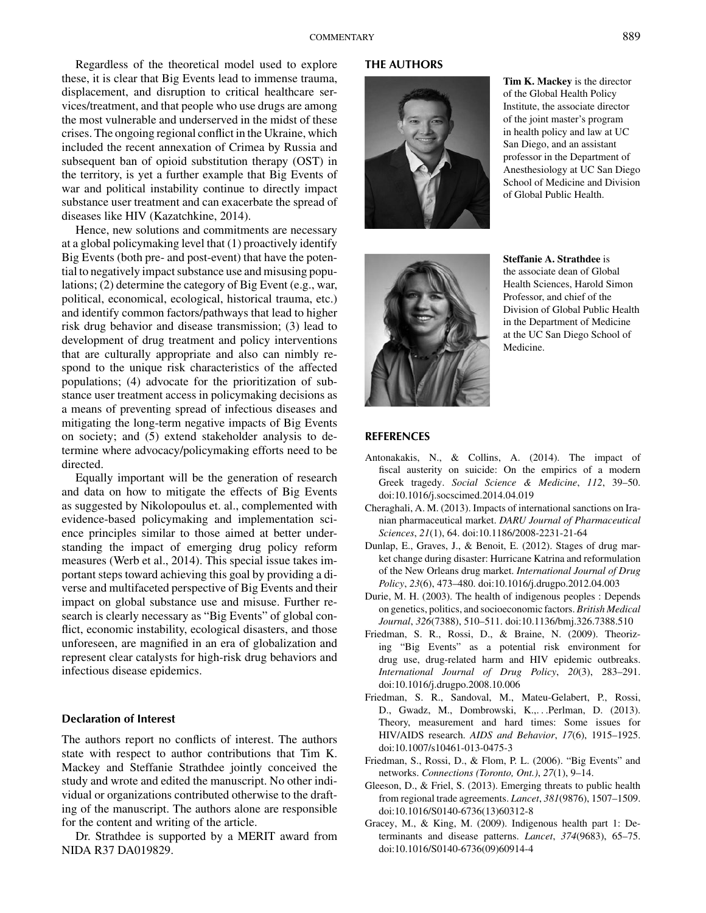Regardless of the theoretical model used to explore these, it is clear that Big Events lead to immense trauma, displacement, and disruption to critical healthcare services/treatment, and that people who use drugs are among the most vulnerable and underserved in the midst of these crises. The ongoing regional conflict in the Ukraine, which included the recent annexation of Crimea by Russia and subsequent ban of opioid substitution therapy (OST) in the territory, is yet a further example that Big Events of war and political instability continue to directly impact substance user treatment and can exacerbate the spread of diseases like HIV (Kazatchkine, 2014).

Hence, new solutions and commitments are necessary at a global policymaking level that (1) proactively identify Big Events (both pre- and post-event) that have the potential to negatively impact substance use and misusing populations; (2) determine the category of Big Event (e.g., war, political, economical, ecological, historical trauma, etc.) and identify common factors/pathways that lead to higher risk drug behavior and disease transmission; (3) lead to development of drug treatment and policy interventions that are culturally appropriate and also can nimbly respond to the unique risk characteristics of the affected populations; (4) advocate for the prioritization of substance user treatment access in policymaking decisions as a means of preventing spread of infectious diseases and mitigating the long-term negative impacts of Big Events on society; and (5) extend stakeholder analysis to determine where advocacy/policymaking efforts need to be directed.

Equally important will be the generation of research and data on how to mitigate the effects of Big Events as suggested by Nikolopoulus et. al., complemented with evidence-based policymaking and implementation science principles similar to those aimed at better understanding the impact of emerging drug policy reform measures (Werb et al., 2014). This special issue takes important steps toward achieving this goal by providing a diverse and multifaceted perspective of Big Events and their impact on global substance use and misuse. Further research is clearly necessary as "Big Events" of global conflict, economic instability, ecological disasters, and those unforeseen, are magnified in an era of globalization and represent clear catalysts for high-risk drug behaviors and infectious disease epidemics.

### Declaration of Interest

The authors report no conflicts of interest. The authors state with respect to author contributions that Tim K. Mackey and Steffanie Strathdee jointly conceived the study and wrote and edited the manuscript. No other individual or organizations contributed otherwise to the drafting of the manuscript. The authors alone are responsible for the content and writing of the article.

Dr. Strathdee is supported by a MERIT award from NIDA R37 DA019829.

## THE AUTHORS

**Tim K. Mackey** is the director of the Global Health Policy Institute, the associate director of the joint master's program in health policy and law at UC San Diego, and an assistant professor in the Department of Anesthesiology at UC San Diego School of Medicine and Division of Global Public Health.

**Steffanie A. Strathdee** is the associate dean of Global Health Sciences, Harold Simon Professor, and chief of the Division of Global Public Health in the Department of Medicine at the UC San Diego School of Medicine.

## REFERENCES

Antonakakis, N., & Collins, A. (2014). The impact of fiscal austerity on suicide: On the empirics of a modern Greek tragedy. *Social Science & Medicine*, *112*, 39–50. doi:10.1016/j.socscimed.2014.04.019

Cheraghali, A. M. (2013). Impacts of international sanctions on Iranian pharmaceutical market. *DARU Journal of Pharmaceutical Sciences*, *21*(1), 64. doi:10.1186/2008-2231-21-64

Dunlap, E., Graves, J., & Benoit, E. (2012). Stages of drug market change during disaster: Hurricane Katrina and reformulation of the New Orleans drug market. *International Journal of Drug Policy*, *23*(6), 473–480. doi:10.1016/j.drugpo.2012.04.003

Durie, M. H. (2003). The health of indigenous peoples : Depends on genetics, politics, and socioeconomic factors. *British Medical Journal*, *326*(7388), 510–511. doi:10.1136/bmj.326.7388.510

Friedman, S. R., Rossi, D., & Braine, N. (2009). Theorizing "Big Events" as a potential risk environment for drug use, drug-related harm and HIV epidemic outbreaks. *International Journal of Drug Policy*, *20*(3), 283–291. doi:10.1016/j.drugpo.2008.10.006

Friedman, S. R., Sandoval, M., Mateu-Gelabert, P., Rossi, D., Gwadz, M., Dombrowski, K.,. . .Perlman, D. (2013). Theory, measurement and hard times: Some issues for HIV/AIDS research. *AIDS and Behavior*, *17*(6), 1915–1925. doi:10.1007/s10461-013-0475-3

Friedman, S., Rossi, D., & Flom, P. L. (2006). "Big Events" and networks. *Connections (Toronto, Ont.)*, *27*(1), 9–14.

Gleeson, D., & Friel, S. (2013). Emerging threats to public health from regional trade agreements. *Lancet*, *381*(9876), 1507–1509. doi:10.1016/S0140-6736(13)60312-8

Gracey, M., & King, M. (2009). Indigenous health part 1: Determinants and disease patterns. *Lancet*, *374*(9683), 65–75. doi:10.1016/S0140-6736(09)60914-4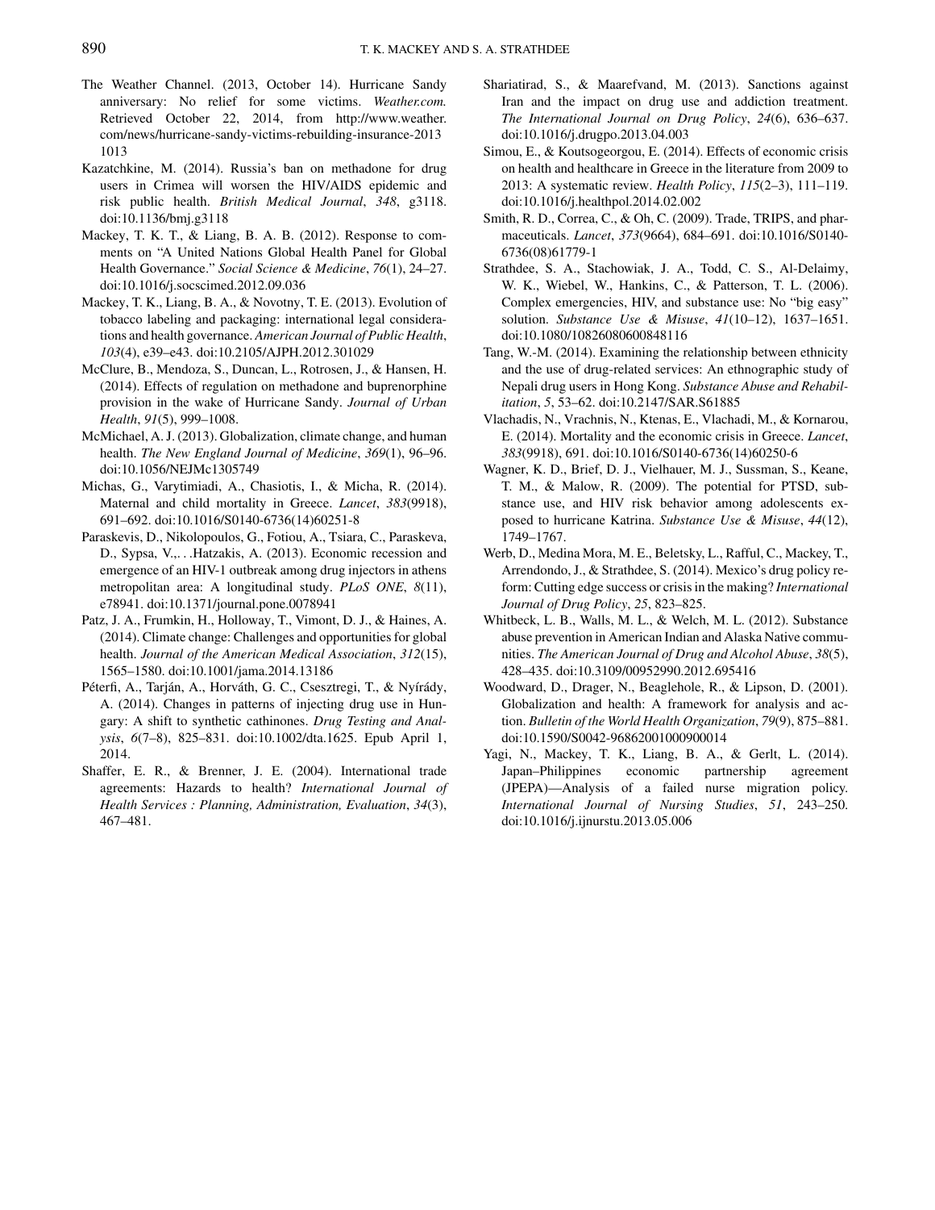The Weather Channel. (2013, October 14). Hurricane Sandy anniversary: No relief for some victims. *Weather.com.* Retrieved October 22, 2014, from http://www.weather.com/news/hurricane-sandy-victims-rebuilding-insurance-20131013

Kazatchkine, M. (2014). Russia's ban on methadone for drug users in Crimea will worsen the HIV/AIDS epidemic and risk public health. *British Medical Journal*, *348*, g3118. doi:10.1136/bmj.g3118

Mackey, T. K. T., & Liang, B. A. B. (2012). Response to comments on "A United Nations Global Health Panel for Global Health Governance." *Social Science & Medicine*, *76*(1), 24–27. doi:10.1016/j.socscimed.2012.09.036

Mackey, T. K., Liang, B. A., & Novotny, T. E. (2013). Evolution of tobacco labeling and packaging: international legal considerations and health governance. *American Journal of Public Health*, *103*(4), e39–e43. doi:10.2105/AJPH.2012.301029

McClure, B., Mendoza, S., Duncan, L., Rotrosen, J., & Hansen, H. (2014). Effects of regulation on methadone and buprenorphine provision in the wake of Hurricane Sandy. *Journal of Urban Health*, *91*(5), 999–1008.

McMichael, A. J. (2013). Globalization, climate change, and human health. *The New England Journal of Medicine*, *369*(1), 96–96. doi:10.1056/NEJMc1305749

Michas, G., Varytimiadi, A., Chasiotis, I., & Micha, R. (2014). Maternal and child mortality in Greece. *Lancet*, *383*(9918), 691–692. doi:10.1016/S0140-6736(14)60251-8

Paraskevis, D., Nikolopoulos, G., Fotiou, A., Tsiara, C., Paraskeva, D., Sypsa, V.,. . .Hatzakis, A. (2013). Economic recession and emergence of an HIV-1 outbreak among drug injectors in athens metropolitan area: A longitudinal study. *PLoS ONE*, *8*(11), e78941. doi:10.1371/journal.pone.0078941

Patz, J. A., Frumkin, H., Holloway, T., Vimont, D. J., & Haines, A. (2014). Climate change: Challenges and opportunities for global health. *Journal of the American Medical Association*, *312*(15), 1565–1580. doi:10.1001/jama.2014.13186

Péterfi, A., Tarján, A., Horváth, G. C., Csesztregi, T., & Nyírády, A. (2014). Changes in patterns of injecting drug use in Hungary: A shift to synthetic cathinones. *Drug Testing and Analysis*, *6*(7–8), 825–831. doi:10.1002/dta.1625. Epub April 1, 2014.

Shaffer, E. R., & Brenner, J. E. (2004). International trade agreements: Hazards to health? *International Journal of Health Services : Planning, Administration, Evaluation*, *34*(3), 467–481.

Shariatirad, S., & Maarefvand, M. (2013). Sanctions against Iran and the impact on drug use and addiction treatment. *The International Journal on Drug Policy*, *24*(6), 636–637. doi:10.1016/j.drugpo.2013.04.003

Simou, E., & Koutsogeorgou, E. (2014). Effects of economic crisis on health and healthcare in Greece in the literature from 2009 to 2013: A systematic review. *Health Policy*, *115*(2–3), 111–119. doi:10.1016/j.healthpol.2014.02.002

Smith, R. D., Correa, C., & Oh, C. (2009). Trade, TRIPS, and pharmaceuticals. *Lancet*, *373*(9664), 684–691. doi:10.1016/S0140-6736(08)61779-1

Strathdee, S. A., Stachowiak, J. A., Todd, C. S., Al-Delaimy, W. K., Wiebel, W., Hankins, C., & Patterson, T. L. (2006). Complex emergencies, HIV, and substance use: No "big easy" solution. *Substance Use & Misuse*, *41*(10–12), 1637–1651. doi:10.1080/10826080600848116

Tang, W.-M. (2014). Examining the relationship between ethnicity and the use of drug-related services: An ethnographic study of Nepali drug users in Hong Kong. *Substance Abuse and Rehabilitation*, *5*, 53–62. doi:10.2147/SAR.S61885

Vlachadis, N., Vrachnis, N., Ktenas, E., Vlachadi, M., & Kornarou, E. (2014). Mortality and the economic crisis in Greece. *Lancet*, *383*(9918), 691. doi:10.1016/S0140-6736(14)60250-6

Wagner, K. D., Brief, D. J., Vielhauer, M. J., Sussman, S., Keane, T. M., & Malow, R. (2009). The potential for PTSD, substance use, and HIV risk behavior among adolescents exposed to hurricane Katrina. *Substance Use & Misuse*, *44*(12), 1749–1767.

Werb, D., Medina Mora, M. E., Beletsky, L., Rafful, C., Mackey, T., Arrendondo, J., & Strathdee, S. (2014). Mexico's drug policy reform: Cutting edge success or crisis in the making? *International Journal of Drug Policy*, *25*, 823–825.

Whitbeck, L. B., Walls, M. L., & Welch, M. L. (2012). Substance abuse prevention in American Indian and Alaska Native communities. *The American Journal of Drug and Alcohol Abuse*, *38*(5), 428–435. doi:10.3109/00952990.2012.695416

Woodward, D., Drager, N., Beaglehole, R., & Lipson, D. (2001). Globalization and health: A framework for analysis and action. *Bulletin of the World Health Organization*, *79*(9), 875–881. doi:10.1590/S0042-96862001000900014

Yagi, N., Mackey, T. K., Liang, B. A., & Gerlt, L. (2014). Japan–Philippines economic partnership agreement (JPEPA)—Analysis of a failed nurse migration policy. *International Journal of Nursing Studies*, *51*, 243–250. doi:10.1016/j.ijnurstu.2013.05.006